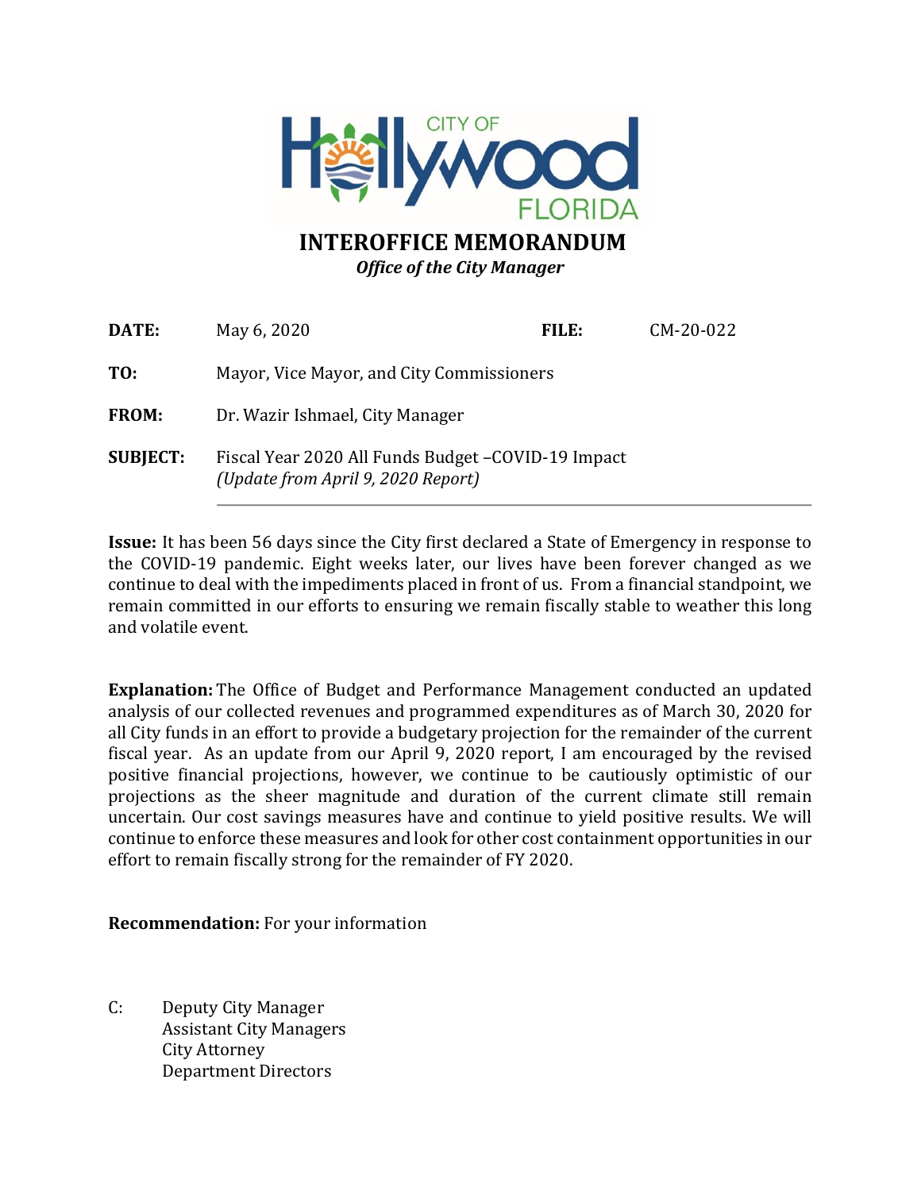CITY OF Hollywood FLORIDA

# INTEROFFICE MEMORANDUM

*Office of the City Manager*

| | | | |
|---|---|---|---|
| **DATE:** | May 6, 2020 | **FILE:** | CM-20-022 |
| **TO:** | Mayor, Vice Mayor, and City Commissioners | | |
| **FROM:** | Dr. Wazir Ishmael, City Manager | | |
| **SUBJECT:** | Fiscal Year 2020 All Funds Budget –COVID-19 Impact *(Update from April 9, 2020 Report)* | | |

---

**Issue:** It has been 56 days since the City first declared a State of Emergency in response to the COVID-19 pandemic. Eight weeks later, our lives have been forever changed as we continue to deal with the impediments placed in front of us. From a financial standpoint, we remain committed in our efforts to ensuring we remain fiscally stable to weather this long and volatile event.

**Explanation:** The Office of Budget and Performance Management conducted an updated analysis of our collected revenues and programmed expenditures as of March 30, 2020 for all City funds in an effort to provide a budgetary projection for the remainder of the current fiscal year. As an update from our April 9, 2020 report, I am encouraged by the revised positive financial projections, however, we continue to be cautiously optimistic of our projections as the sheer magnitude and duration of the current climate still remain uncertain. Our cost savings measures have and continue to yield positive results. We will continue to enforce these measures and look for other cost containment opportunities in our effort to remain fiscally strong for the remainder of FY 2020.

**Recommendation:** For your information

C: Deputy City Manager
Assistant City Managers
City Attorney
Department Directors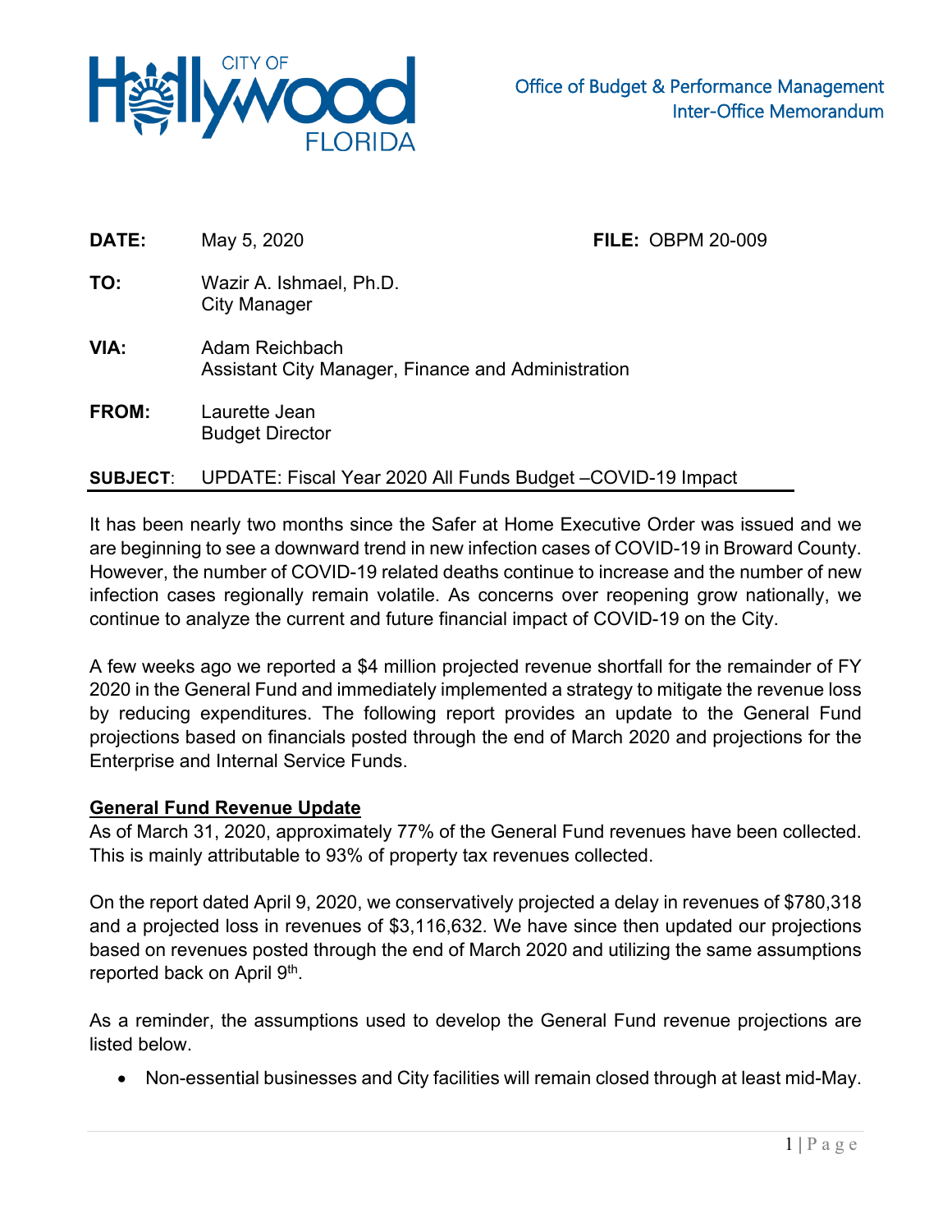**Office of Budget & Performance Management**
**Inter-Office Memorandum**

| | | |
|---|---|---|
| **DATE:** | May 5, 2020 | **FILE:** OBPM 20-009 |
| **TO:** | Wazir A. Ishmael, Ph.D.<br>City Manager | |
| **VIA:** | Adam Reichbach<br>Assistant City Manager, Finance and Administration | |
| **FROM:** | Laurette Jean<br>Budget Director | |

**SUBJECT**: UPDATE: Fiscal Year 2020 All Funds Budget –COVID-19 Impact

It has been nearly two months since the Safer at Home Executive Order was issued and we are beginning to see a downward trend in new infection cases of COVID-19 in Broward County. However, the number of COVID-19 related deaths continue to increase and the number of new infection cases regionally remain volatile. As concerns over reopening grow nationally, we continue to analyze the current and future financial impact of COVID-19 on the City.

A few weeks ago we reported a $4 million projected revenue shortfall for the remainder of FY 2020 in the General Fund and immediately implemented a strategy to mitigate the revenue loss by reducing expenditures. The following report provides an update to the General Fund projections based on financials posted through the end of March 2020 and projections for the Enterprise and Internal Service Funds.

## General Fund Revenue Update

As of March 31, 2020, approximately 77% of the General Fund revenues have been collected. This is mainly attributable to 93% of property tax revenues collected.

On the report dated April 9, 2020, we conservatively projected a delay in revenues of $780,318 and a projected loss in revenues of $3,116,632. We have since then updated our projections based on revenues posted through the end of March 2020 and utilizing the same assumptions reported back on April 9th.

As a reminder, the assumptions used to develop the General Fund revenue projections are listed below.

- Non-essential businesses and City facilities will remain closed through at least mid-May.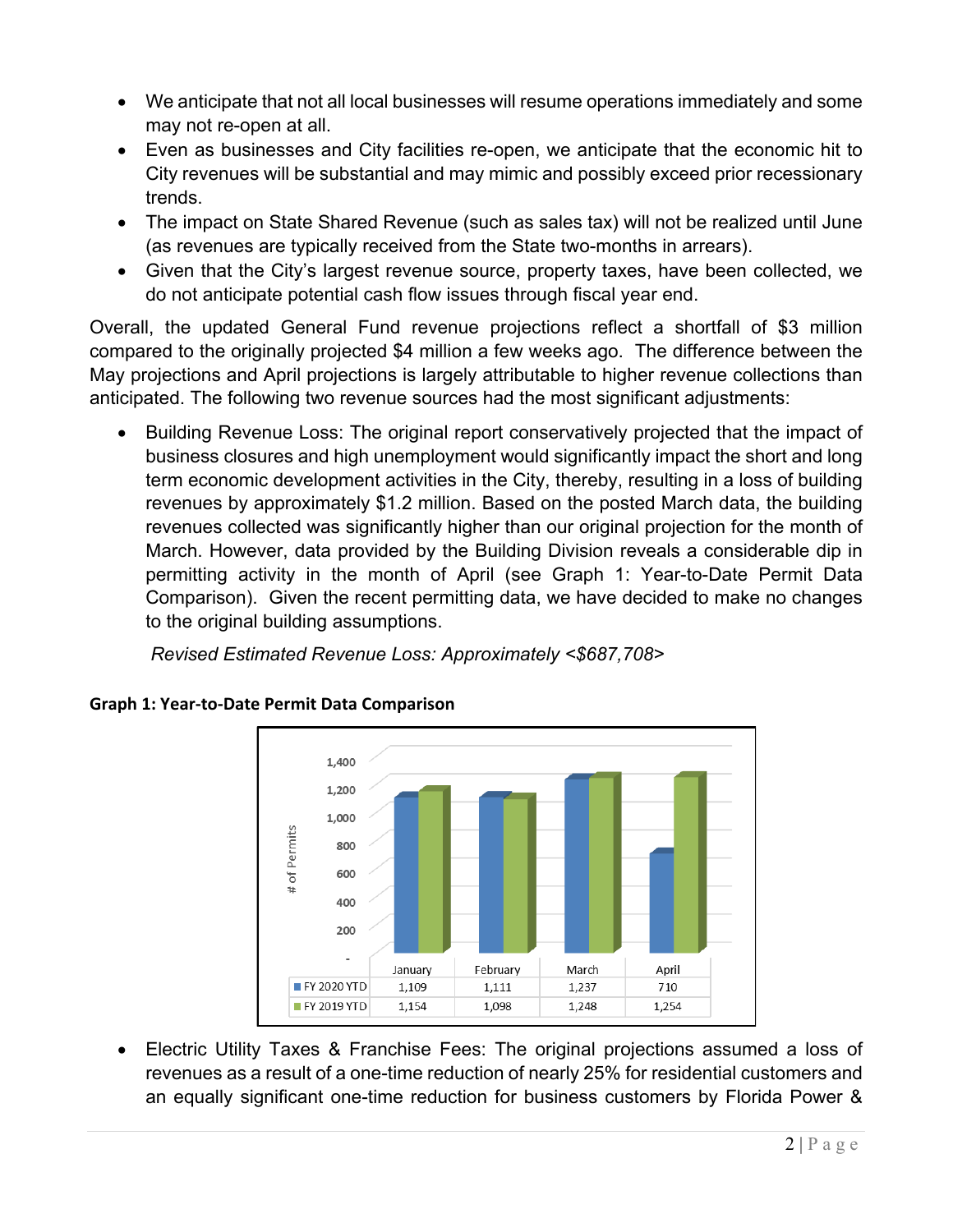- We anticipate that not all local businesses will resume operations immediately and some may not re-open at all.
- Even as businesses and City facilities re-open, we anticipate that the economic hit to City revenues will be substantial and may mimic and possibly exceed prior recessionary trends.
- The impact on State Shared Revenue (such as sales tax) will not be realized until June (as revenues are typically received from the State two-months in arrears).
- Given that the City's largest revenue source, property taxes, have been collected, we do not anticipate potential cash flow issues through fiscal year end.

Overall, the updated General Fund revenue projections reflect a shortfall of $3 million compared to the originally projected $4 million a few weeks ago. The difference between the May projections and April projections is largely attributable to higher revenue collections than anticipated. The following two revenue sources had the most significant adjustments:

- Building Revenue Loss: The original report conservatively projected that the impact of business closures and high unemployment would significantly impact the short and long term economic development activities in the City, thereby, resulting in a loss of building revenues by approximately $1.2 million. Based on the posted March data, the building revenues collected was significantly higher than our original projection for the month of March. However, data provided by the Building Division reveals a considerable dip in permitting activity in the month of April (see Graph 1: Year-to-Date Permit Data Comparison). Given the recent permitting data, we have decided to make no changes to the original building assumptions.

  *Revised Estimated Revenue Loss: Approximately <$687,708>*

**Graph 1: Year-to-Date Permit Data Comparison**

| # of Permits | January | February | March | April |
|---|---|---|---|---|
| FY 2020 YTD | 1,109 | 1,111 | 1,237 | 710 |
| FY 2019 YTD | 1,154 | 1,098 | 1,248 | 1,254 |

- Electric Utility Taxes & Franchise Fees: The original projections assumed a loss of revenues as a result of a one-time reduction of nearly 25% for residential customers and an equally significant one-time reduction for business customers by Florida Power &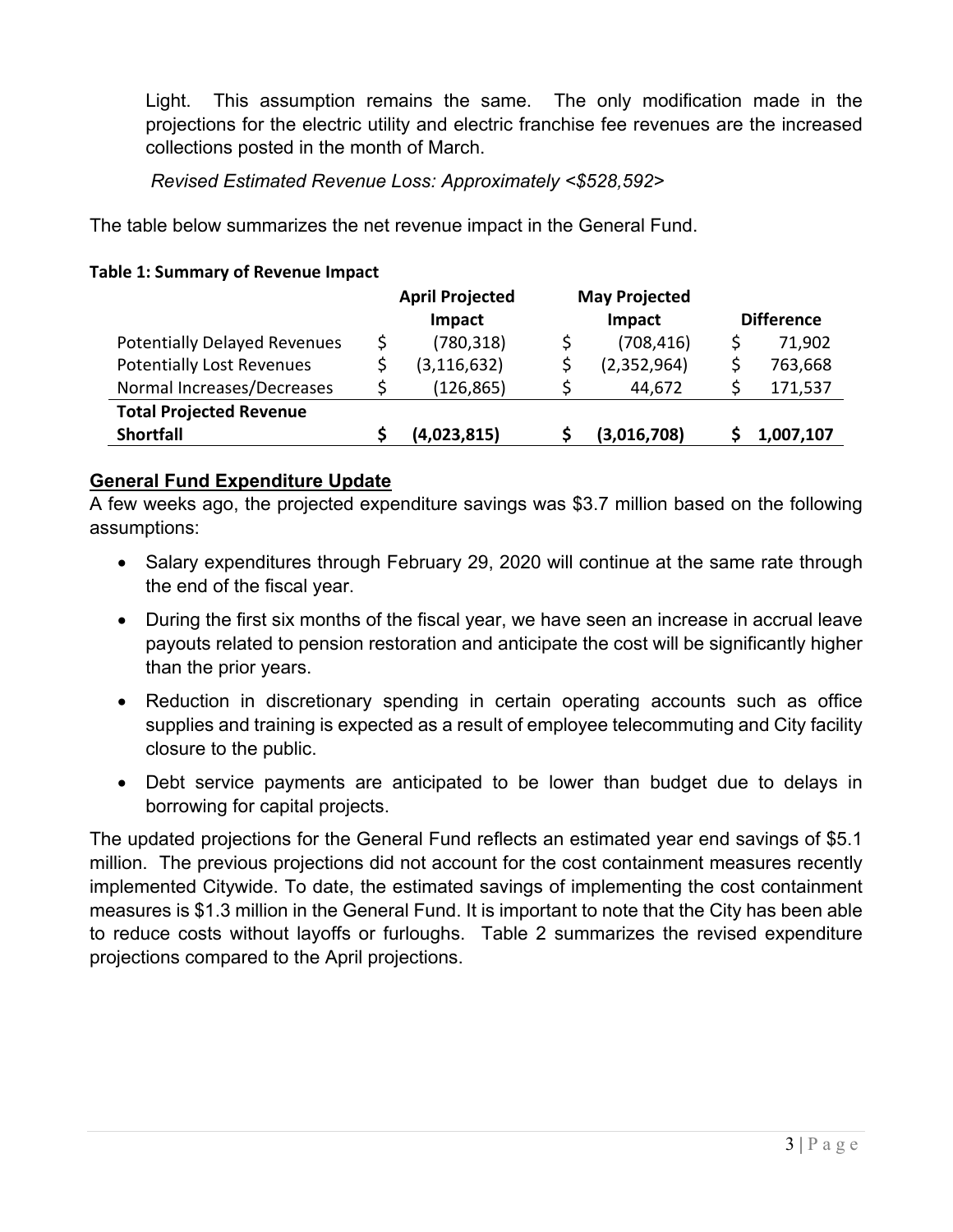Light. This assumption remains the same. The only modification made in the projections for the electric utility and electric franchise fee revenues are the increased collections posted in the month of March.

*Revised Estimated Revenue Loss: Approximately <$528,592>*

The table below summarizes the net revenue impact in the General Fund.

**Table 1: Summary of Revenue Impact**

| | April Projected Impact | May Projected Impact | Difference |
|---|---|---|---|
| Potentially Delayed Revenues | $ (780,318) | $ (708,416) | $ 71,902 |
| Potentially Lost Revenues | $ (3,116,632) | $ (2,352,964) | $ 763,668 |
| Normal Increases/Decreases | $ (126,865) | $ 44,672 | $ 171,537 |
| **Total Projected Revenue Shortfall** | **$ (4,023,815)** | **$ (3,016,708)** | **$ 1,007,107** |

## General Fund Expenditure Update

A few weeks ago, the projected expenditure savings was $3.7 million based on the following assumptions:

- Salary expenditures through February 29, 2020 will continue at the same rate through the end of the fiscal year.
- During the first six months of the fiscal year, we have seen an increase in accrual leave payouts related to pension restoration and anticipate the cost will be significantly higher than the prior years.
- Reduction in discretionary spending in certain operating accounts such as office supplies and training is expected as a result of employee telecommuting and City facility closure to the public.
- Debt service payments are anticipated to be lower than budget due to delays in borrowing for capital projects.

The updated projections for the General Fund reflects an estimated year end savings of $5.1 million. The previous projections did not account for the cost containment measures recently implemented Citywide. To date, the estimated savings of implementing the cost containment measures is $1.3 million in the General Fund. It is important to note that the City has been able to reduce costs without layoffs or furloughs. Table 2 summarizes the revised expenditure projections compared to the April projections.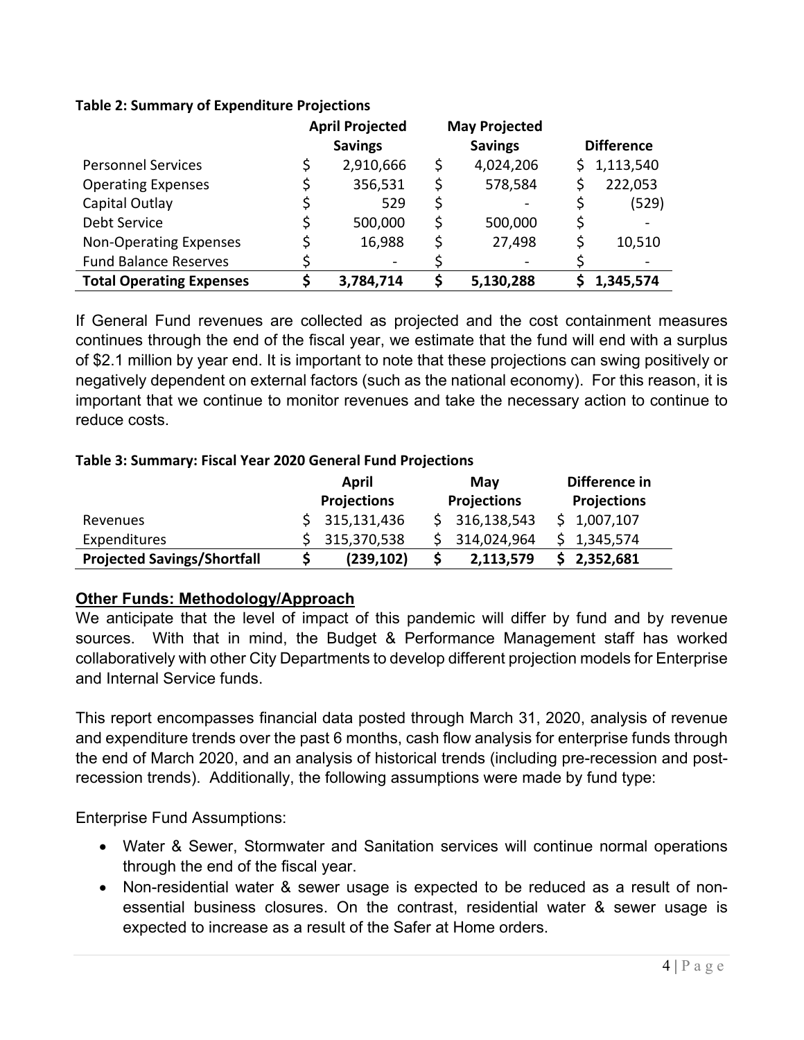**Table 2: Summary of Expenditure Projections**

| | April Projected Savings | May Projected Savings | Difference |
|---|---|---|---|
| Personnel Services | $ 2,910,666 | $ 4,024,206 | $ 1,113,540 |
| Operating Expenses | $ 356,531 | $ 578,584 | $ 222,053 |
| Capital Outlay | $ 529 | $ - | $ (529) |
| Debt Service | $ 500,000 | $ 500,000 | $ - |
| Non-Operating Expenses | $ 16,988 | $ 27,498 | $ 10,510 |
| Fund Balance Reserves | $ - | $ - | $ - |
| **Total Operating Expenses** | **$ 3,784,714** | **$ 5,130,288** | **$ 1,345,574** |

If General Fund revenues are collected as projected and the cost containment measures continues through the end of the fiscal year, we estimate that the fund will end with a surplus of $2.1 million by year end. It is important to note that these projections can swing positively or negatively dependent on external factors (such as the national economy). For this reason, it is important that we continue to monitor revenues and take the necessary action to continue to reduce costs.

**Table 3: Summary: Fiscal Year 2020 General Fund Projections**

| | April Projections | May Projections | Difference in Projections |
|---|---|---|---|
| Revenues | $ 315,131,436 | $ 316,138,543 | $ 1,007,107 |
| Expenditures | $ 315,370,538 | $ 314,024,964 | $ 1,345,574 |
| **Projected Savings/Shortfall** | **$ (239,102)** | **$ 2,113,579** | **$ 2,352,681** |

## Other Funds: Methodology/Approach

We anticipate that the level of impact of this pandemic will differ by fund and by revenue sources. With that in mind, the Budget & Performance Management staff has worked collaboratively with other City Departments to develop different projection models for Enterprise and Internal Service funds.

This report encompasses financial data posted through March 31, 2020, analysis of revenue and expenditure trends over the past 6 months, cash flow analysis for enterprise funds through the end of March 2020, and an analysis of historical trends (including pre-recession and post-recession trends). Additionally, the following assumptions were made by fund type:

Enterprise Fund Assumptions:

- Water & Sewer, Stormwater and Sanitation services will continue normal operations through the end of the fiscal year.
- Non-residential water & sewer usage is expected to be reduced as a result of non-essential business closures. On the contrast, residential water & sewer usage is expected to increase as a result of the Safer at Home orders.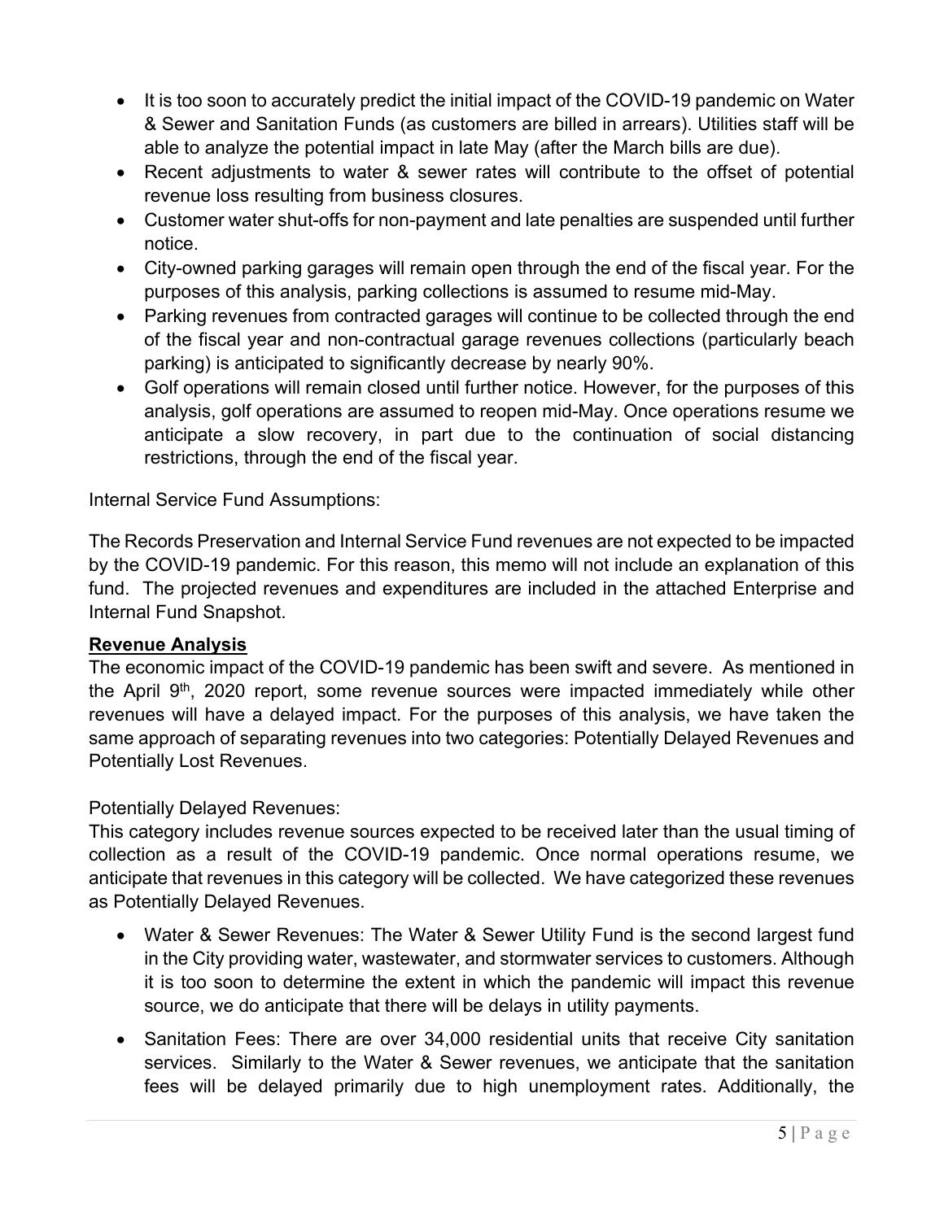- It is too soon to accurately predict the initial impact of the COVID-19 pandemic on Water & Sewer and Sanitation Funds (as customers are billed in arrears). Utilities staff will be able to analyze the potential impact in late May (after the March bills are due).
- Recent adjustments to water & sewer rates will contribute to the offset of potential revenue loss resulting from business closures.
- Customer water shut-offs for non-payment and late penalties are suspended until further notice.
- City-owned parking garages will remain open through the end of the fiscal year. For the purposes of this analysis, parking collections is assumed to resume mid-May.
- Parking revenues from contracted garages will continue to be collected through the end of the fiscal year and non-contractual garage revenues collections (particularly beach parking) is anticipated to significantly decrease by nearly 90%.
- Golf operations will remain closed until further notice. However, for the purposes of this analysis, golf operations are assumed to reopen mid-May. Once operations resume we anticipate a slow recovery, in part due to the continuation of social distancing restrictions, through the end of the fiscal year.

Internal Service Fund Assumptions:

The Records Preservation and Internal Service Fund revenues are not expected to be impacted by the COVID-19 pandemic. For this reason, this memo will not include an explanation of this fund. The projected revenues and expenditures are included in the attached Enterprise and Internal Fund Snapshot.

**Revenue Analysis**

The economic impact of the COVID-19 pandemic has been swift and severe. As mentioned in the April 9th, 2020 report, some revenue sources were impacted immediately while other revenues will have a delayed impact. For the purposes of this analysis, we have taken the same approach of separating revenues into two categories: Potentially Delayed Revenues and Potentially Lost Revenues.

Potentially Delayed Revenues:

This category includes revenue sources expected to be received later than the usual timing of collection as a result of the COVID-19 pandemic. Once normal operations resume, we anticipate that revenues in this category will be collected. We have categorized these revenues as Potentially Delayed Revenues.

- Water & Sewer Revenues: The Water & Sewer Utility Fund is the second largest fund in the City providing water, wastewater, and stormwater services to customers. Although it is too soon to determine the extent in which the pandemic will impact this revenue source, we do anticipate that there will be delays in utility payments.
- Sanitation Fees: There are over 34,000 residential units that receive City sanitation services. Similarly to the Water & Sewer revenues, we anticipate that the sanitation fees will be delayed primarily due to high unemployment rates. Additionally, the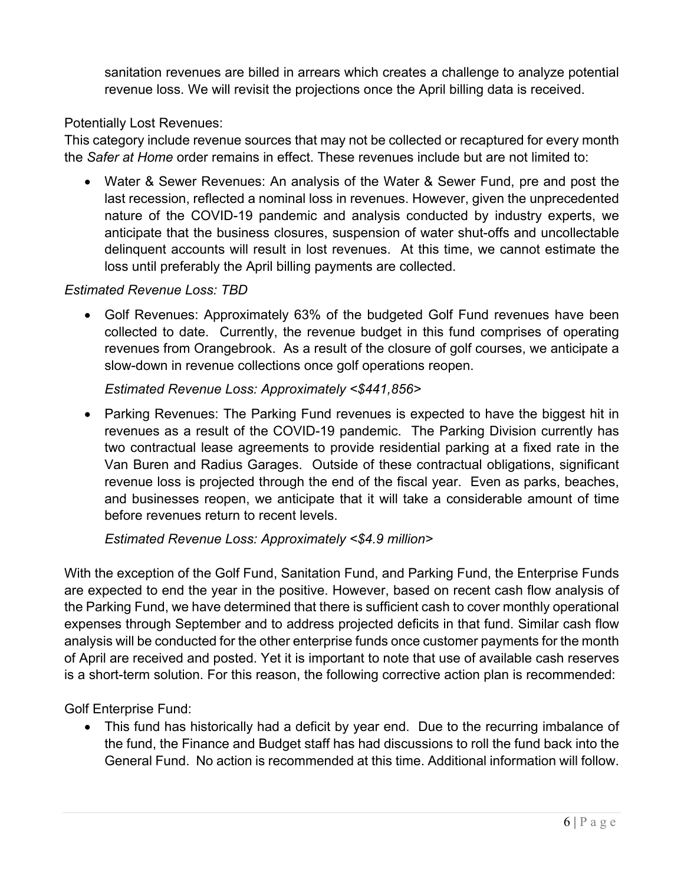sanitation revenues are billed in arrears which creates a challenge to analyze potential revenue loss. We will revisit the projections once the April billing data is received.

Potentially Lost Revenues:
This category include revenue sources that may not be collected or recaptured for every month the *Safer at Home* order remains in effect. These revenues include but are not limited to:

- Water & Sewer Revenues: An analysis of the Water & Sewer Fund, pre and post the last recession, reflected a nominal loss in revenues. However, given the unprecedented nature of the COVID-19 pandemic and analysis conducted by industry experts, we anticipate that the business closures, suspension of water shut-offs and uncollectable delinquent accounts will result in lost revenues. At this time, we cannot estimate the loss until preferably the April billing payments are collected.

*Estimated Revenue Loss: TBD*

- Golf Revenues: Approximately 63% of the budgeted Golf Fund revenues have been collected to date. Currently, the revenue budget in this fund comprises of operating revenues from Orangebrook. As a result of the closure of golf courses, we anticipate a slow-down in revenue collections once golf operations reopen.

  *Estimated Revenue Loss: Approximately <$441,856>*

- Parking Revenues: The Parking Fund revenues is expected to have the biggest hit in revenues as a result of the COVID-19 pandemic. The Parking Division currently has two contractual lease agreements to provide residential parking at a fixed rate in the Van Buren and Radius Garages. Outside of these contractual obligations, significant revenue loss is projected through the end of the fiscal year. Even as parks, beaches, and businesses reopen, we anticipate that it will take a considerable amount of time before revenues return to recent levels.

  *Estimated Revenue Loss: Approximately <$4.9 million>*

With the exception of the Golf Fund, Sanitation Fund, and Parking Fund, the Enterprise Funds are expected to end the year in the positive. However, based on recent cash flow analysis of the Parking Fund, we have determined that there is sufficient cash to cover monthly operational expenses through September and to address projected deficits in that fund. Similar cash flow analysis will be conducted for the other enterprise funds once customer payments for the month of April are received and posted. Yet it is important to note that use of available cash reserves is a short-term solution. For this reason, the following corrective action plan is recommended:

Golf Enterprise Fund:

- This fund has historically had a deficit by year end. Due to the recurring imbalance of the fund, the Finance and Budget staff has had discussions to roll the fund back into the General Fund. No action is recommended at this time. Additional information will follow.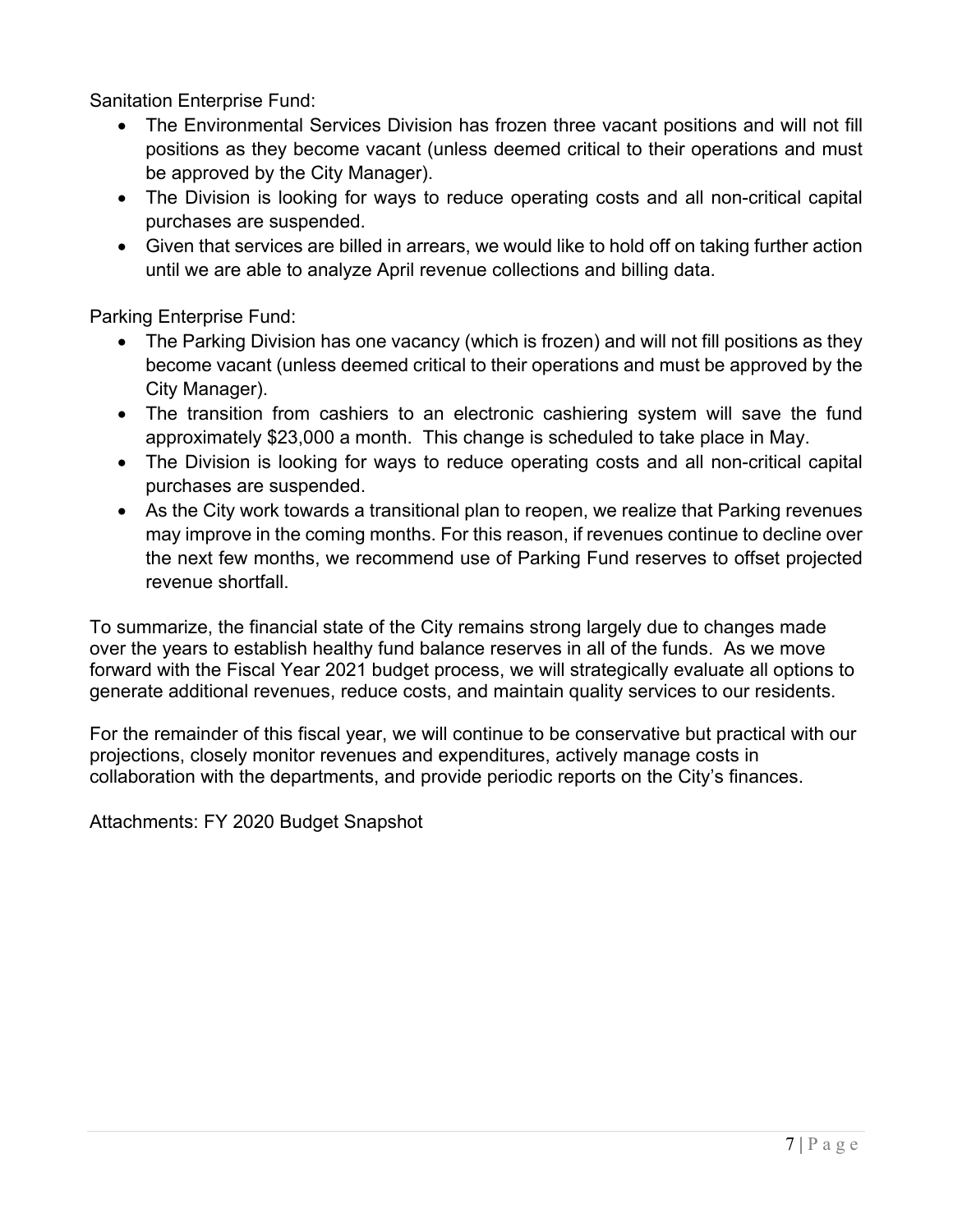Sanitation Enterprise Fund:

- The Environmental Services Division has frozen three vacant positions and will not fill positions as they become vacant (unless deemed critical to their operations and must be approved by the City Manager).
- The Division is looking for ways to reduce operating costs and all non-critical capital purchases are suspended.
- Given that services are billed in arrears, we would like to hold off on taking further action until we are able to analyze April revenue collections and billing data.

Parking Enterprise Fund:

- The Parking Division has one vacancy (which is frozen) and will not fill positions as they become vacant (unless deemed critical to their operations and must be approved by the City Manager).
- The transition from cashiers to an electronic cashiering system will save the fund approximately $23,000 a month. This change is scheduled to take place in May.
- The Division is looking for ways to reduce operating costs and all non-critical capital purchases are suspended.
- As the City work towards a transitional plan to reopen, we realize that Parking revenues may improve in the coming months. For this reason, if revenues continue to decline over the next few months, we recommend use of Parking Fund reserves to offset projected revenue shortfall.

To summarize, the financial state of the City remains strong largely due to changes made over the years to establish healthy fund balance reserves in all of the funds. As we move forward with the Fiscal Year 2021 budget process, we will strategically evaluate all options to generate additional revenues, reduce costs, and maintain quality services to our residents.

For the remainder of this fiscal year, we will continue to be conservative but practical with our projections, closely monitor revenues and expenditures, actively manage costs in collaboration with the departments, and provide periodic reports on the City's finances.

Attachments: FY 2020 Budget Snapshot